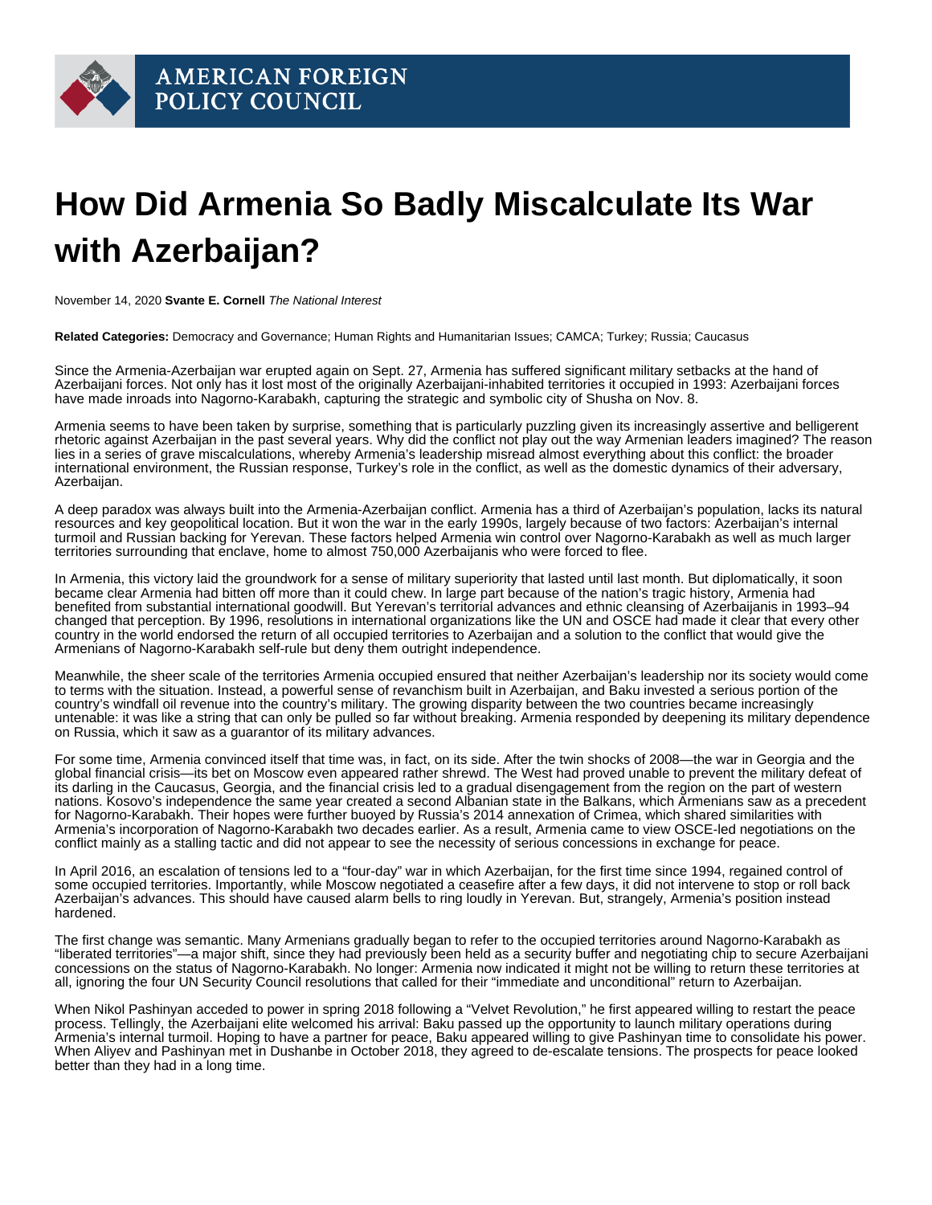AMERICAN FOREIGN POLICY COUNCIL

# How Did Armenia So Badly Miscalculate Its War with Azerbaijan?

November 14, 2020 **Svante E. Cornell** *The National Interest*

**Related Categories:** Democracy and Governance; Human Rights and Humanitarian Issues; CAMCA; Turkey; Russia; Caucasus

Since the Armenia-Azerbaijan war erupted again on Sept. 27, Armenia has suffered significant military setbacks at the hand of Azerbaijani forces. Not only has it lost most of the originally Azerbaijani-inhabited territories it occupied in 1993: Azerbaijani forces have made inroads into Nagorno-Karabakh, capturing the strategic and symbolic city of Shusha on Nov. 8.

Armenia seems to have been taken by surprise, something that is particularly puzzling given its increasingly assertive and belligerent rhetoric against Azerbaijan in the past several years. Why did the conflict not play out the way Armenian leaders imagined? The reason lies in a series of grave miscalculations, whereby Armenia's leadership misread almost everything about this conflict: the broader international environment, the Russian response, Turkey's role in the conflict, as well as the domestic dynamics of their adversary, Azerbaijan.

A deep paradox was always built into the Armenia-Azerbaijan conflict. Armenia has a third of Azerbaijan's population, lacks its natural resources and key geopolitical location. But it won the war in the early 1990s, largely because of two factors: Azerbaijan's internal turmoil and Russian backing for Yerevan. These factors helped Armenia win control over Nagorno-Karabakh as well as much larger territories surrounding that enclave, home to almost 750,000 Azerbaijanis who were forced to flee.

In Armenia, this victory laid the groundwork for a sense of military superiority that lasted until last month. But diplomatically, it soon became clear Armenia had bitten off more than it could chew. In large part because of the nation's tragic history, Armenia had benefited from substantial international goodwill. But Yerevan's territorial advances and ethnic cleansing of Azerbaijanis in 1993–94 changed that perception. By 1996, resolutions in international organizations like the UN and OSCE had made it clear that every other country in the world endorsed the return of all occupied territories to Azerbaijan and a solution to the conflict that would give the Armenians of Nagorno-Karabakh self-rule but deny them outright independence.

Meanwhile, the sheer scale of the territories Armenia occupied ensured that neither Azerbaijan's leadership nor its society would come to terms with the situation. Instead, a powerful sense of revanchism built in Azerbaijan, and Baku invested a serious portion of the country's windfall oil revenue into the country's military. The growing disparity between the two countries became increasingly untenable: it was like a string that can only be pulled so far without breaking. Armenia responded by deepening its military dependence on Russia, which it saw as a guarantor of its military advances.

For some time, Armenia convinced itself that time was, in fact, on its side. After the twin shocks of 2008—the war in Georgia and the global financial crisis—its bet on Moscow even appeared rather shrewd. The West had proved unable to prevent the military defeat of its darling in the Caucasus, Georgia, and the financial crisis led to a gradual disengagement from the region on the part of western nations. Kosovo's independence the same year created a second Albanian state in the Balkans, which Armenians saw as a precedent for Nagorno-Karabakh. Their hopes were further buoyed by Russia's 2014 annexation of Crimea, which shared similarities with Armenia's incorporation of Nagorno-Karabakh two decades earlier. As a result, Armenia came to view OSCE-led negotiations on the conflict mainly as a stalling tactic and did not appear to see the necessity of serious concessions in exchange for peace.

In April 2016, an escalation of tensions led to a "four-day" war in which Azerbaijan, for the first time since 1994, regained control of some occupied territories. Importantly, while Moscow negotiated a ceasefire after a few days, it did not intervene to stop or roll back Azerbaijan's advances. This should have caused alarm bells to ring loudly in Yerevan. But, strangely, Armenia's position instead hardened.

The first change was semantic. Many Armenians gradually began to refer to the occupied territories around Nagorno-Karabakh as "liberated territories"—a major shift, since they had previously been held as a security buffer and negotiating chip to secure Azerbaijani concessions on the status of Nagorno-Karabakh. No longer: Armenia now indicated it might not be willing to return these territories at all, ignoring the four UN Security Council resolutions that called for their "immediate and unconditional" return to Azerbaijan.

When Nikol Pashinyan acceded to power in spring 2018 following a "Velvet Revolution," he first appeared willing to restart the peace process. Tellingly, the Azerbaijani elite welcomed his arrival: Baku passed up the opportunity to launch military operations during Armenia's internal turmoil. Hoping to have a partner for peace, Baku appeared willing to give Pashinyan time to consolidate his power. When Aliyev and Pashinyan met in Dushanbe in October 2018, they agreed to de-escalate tensions. The prospects for peace looked better than they had in a long time.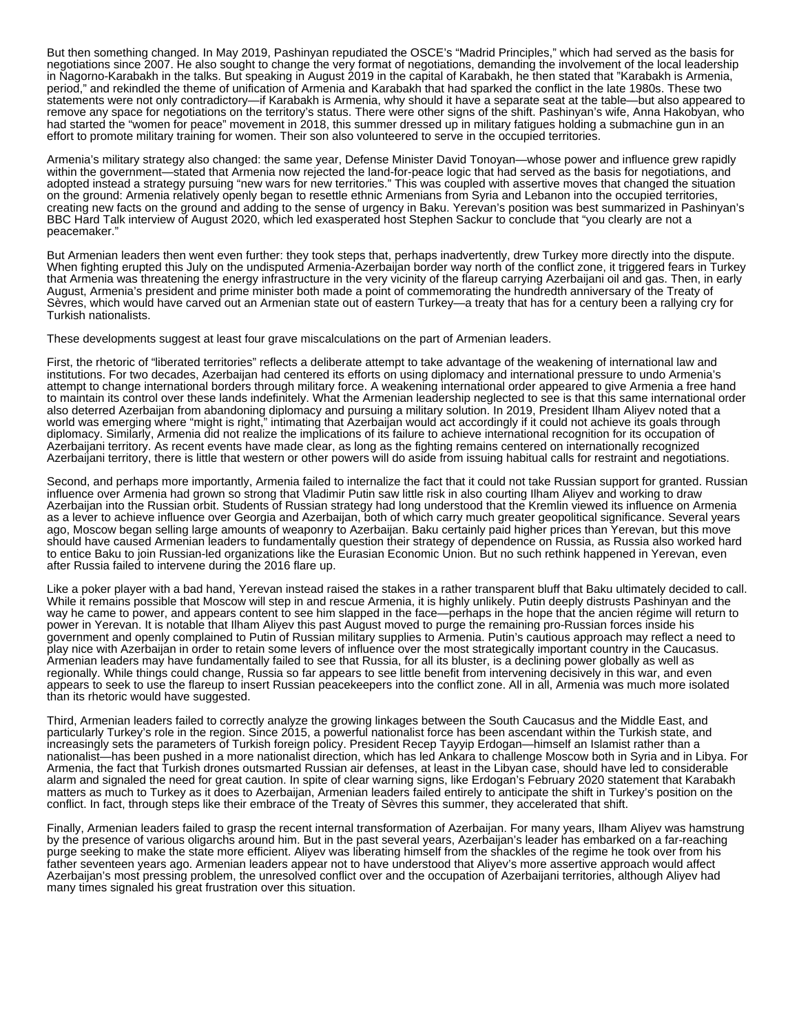But then something changed. In May 2019, Pashinyan repudiated the OSCE's "Madrid Principles," which had served as the basis for negotiations since 2007. He also sought to change the very format of negotiations, demanding the involvement of the local leadership in Nagorno-Karabakh in the talks. But speaking in August 2019 in the capital of Karabakh, he then stated that "Karabakh is Armenia, period," and rekindled the theme of unification of Armenia and Karabakh that had sparked the conflict in the late 1980s. These two statements were not only contradictory—if Karabakh is Armenia, why should it have a separate seat at the table—but also appeared to remove any space for negotiations on the territory's status. There were other signs of the shift. Pashinyan's wife, Anna Hakobyan, who had started the "women for peace" movement in 2018, this summer dressed up in military fatigues holding a submachine gun in an effort to promote military training for women. Their son also volunteered to serve in the occupied territories.

Armenia's military strategy also changed: the same year, Defense Minister David Tonoyan—whose power and influence grew rapidly within the government—stated that Armenia now rejected the land-for-peace logic that had served as the basis for negotiations, and adopted instead a strategy pursuing "new wars for new territories." This was coupled with assertive moves that changed the situation on the ground: Armenia relatively openly began to resettle ethnic Armenians from Syria and Lebanon into the occupied territories, creating new facts on the ground and adding to the sense of urgency in Baku. Yerevan's position was best summarized in Pashinyan's BBC Hard Talk interview of August 2020, which led exasperated host Stephen Sackur to conclude that "you clearly are not a peacemaker."

But Armenian leaders then went even further: they took steps that, perhaps inadvertently, drew Turkey more directly into the dispute. When fighting erupted this July on the undisputed Armenia-Azerbaijan border way north of the conflict zone, it triggered fears in Turkey that Armenia was threatening the energy infrastructure in the very vicinity of the flareup carrying Azerbaijani oil and gas. Then, in early August, Armenia's president and prime minister both made a point of commemorating the hundredth anniversary of the Treaty of Sèvres, which would have carved out an Armenian state out of eastern Turkey—a treaty that has for a century been a rallying cry for Turkish nationalists.

These developments suggest at least four grave miscalculations on the part of Armenian leaders.

First, the rhetoric of "liberated territories" reflects a deliberate attempt to take advantage of the weakening of international law and institutions. For two decades, Azerbaijan had centered its efforts on using diplomacy and international pressure to undo Armenia's attempt to change international borders through military force. A weakening international order appeared to give Armenia a free hand to maintain its control over these lands indefinitely. What the Armenian leadership neglected to see is that this same international order also deterred Azerbaijan from abandoning diplomacy and pursuing a military solution. In 2019, President Ilham Aliyev noted that a world was emerging where "might is right," intimating that Azerbaijan would act accordingly if it could not achieve its goals through diplomacy. Similarly, Armenia did not realize the implications of its failure to achieve international recognition for its occupation of Azerbaijani territory. As recent events have made clear, as long as the fighting remains centered on internationally recognized Azerbaijani territory, there is little that western or other powers will do aside from issuing habitual calls for restraint and negotiations.

Second, and perhaps more importantly, Armenia failed to internalize the fact that it could not take Russian support for granted. Russian influence over Armenia had grown so strong that Vladimir Putin saw little risk in also courting Ilham Aliyev and working to draw Azerbaijan into the Russian orbit. Students of Russian strategy had long understood that the Kremlin viewed its influence on Armenia as a lever to achieve influence over Georgia and Azerbaijan, both of which carry much greater geopolitical significance. Several years ago, Moscow began selling large amounts of weaponry to Azerbaijan. Baku certainly paid higher prices than Yerevan, but this move should have caused Armenian leaders to fundamentally question their strategy of dependence on Russia, as Russia also worked hard to entice Baku to join Russian-led organizations like the Eurasian Economic Union. But no such rethink happened in Yerevan, even after Russia failed to intervene during the 2016 flare up.

Like a poker player with a bad hand, Yerevan instead raised the stakes in a rather transparent bluff that Baku ultimately decided to call. While it remains possible that Moscow will step in and rescue Armenia, it is highly unlikely. Putin deeply distrusts Pashinyan and the way he came to power, and appears content to see him slapped in the face—perhaps in the hope that the ancien régime will return to power in Yerevan. It is notable that Ilham Aliyev this past August moved to purge the remaining pro-Russian forces inside his government and openly complained to Putin of Russian military supplies to Armenia. Putin's cautious approach may reflect a need to play nice with Azerbaijan in order to retain some levers of influence over the most strategically important country in the Caucasus. Armenian leaders may have fundamentally failed to see that Russia, for all its bluster, is a declining power globally as well as regionally. While things could change, Russia so far appears to see little benefit from intervening decisively in this war, and even appears to seek to use the flareup to insert Russian peacekeepers into the conflict zone. All in all, Armenia was much more isolated than its rhetoric would have suggested.

Third, Armenian leaders failed to correctly analyze the growing linkages between the South Caucasus and the Middle East, and particularly Turkey's role in the region. Since 2015, a powerful nationalist force has been ascendant within the Turkish state, and increasingly sets the parameters of Turkish foreign policy. President Recep Tayyip Erdogan—himself an Islamist rather than a nationalist—has been pushed in a more nationalist direction, which has led Ankara to challenge Moscow both in Syria and in Libya. For Armenia, the fact that Turkish drones outsmarted Russian air defenses, at least in the Libyan case, should have led to considerable alarm and signaled the need for great caution. In spite of clear warning signs, like Erdogan's February 2020 statement that Karabakh matters as much to Turkey as it does to Azerbaijan, Armenian leaders failed entirely to anticipate the shift in Turkey's position on the conflict. In fact, through steps like their embrace of the Treaty of Sèvres this summer, they accelerated that shift.

Finally, Armenian leaders failed to grasp the recent internal transformation of Azerbaijan. For many years, Ilham Aliyev was hamstrung by the presence of various oligarchs around him. But in the past several years, Azerbaijan's leader has embarked on a far-reaching purge seeking to make the state more efficient. Aliyev was liberating himself from the shackles of the regime he took over from his father seventeen years ago. Armenian leaders appear not to have understood that Aliyev's more assertive approach would affect Azerbaijan's most pressing problem, the unresolved conflict over and the occupation of Azerbaijani territories, although Aliyev had many times signaled his great frustration over this situation.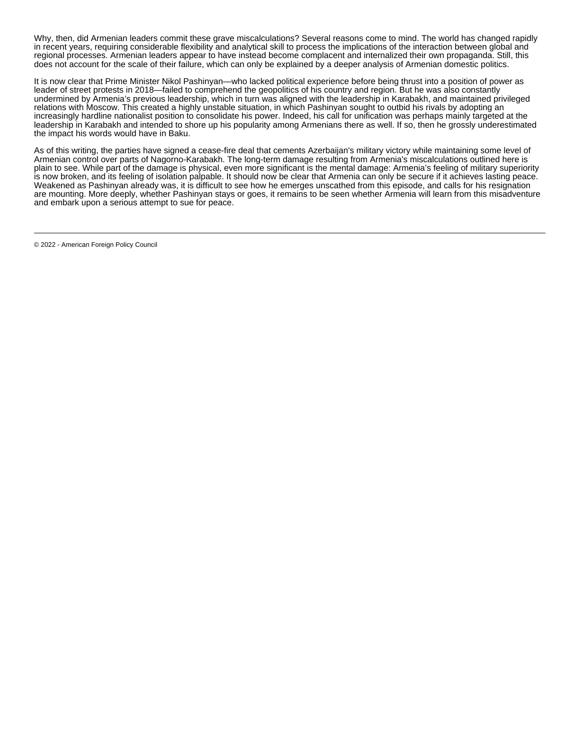Why, then, did Armenian leaders commit these grave miscalculations? Several reasons come to mind. The world has changed rapidly in recent years, requiring considerable flexibility and analytical skill to process the implications of the interaction between global and regional processes. Armenian leaders appear to have instead become complacent and internalized their own propaganda. Still, this does not account for the scale of their failure, which can only be explained by a deeper analysis of Armenian domestic politics.

It is now clear that Prime Minister Nikol Pashinyan—who lacked political experience before being thrust into a position of power as leader of street protests in 2018—failed to comprehend the geopolitics of his country and region. But he was also constantly undermined by Armenia's previous leadership, which in turn was aligned with the leadership in Karabakh, and maintained privileged relations with Moscow. This created a highly unstable situation, in which Pashinyan sought to outbid his rivals by adopting an increasingly hardline nationalist position to consolidate his power. Indeed, his call for unification was perhaps mainly targeted at the leadership in Karabakh and intended to shore up his popularity among Armenians there as well. If so, then he grossly underestimated the impact his words would have in Baku.

As of this writing, the parties have signed a cease-fire deal that cements Azerbaijan's military victory while maintaining some level of Armenian control over parts of Nagorno-Karabakh. The long-term damage resulting from Armenia's miscalculations outlined here is plain to see. While part of the damage is physical, even more significant is the mental damage: Armenia's feeling of military superiority is now broken, and its feeling of isolation palpable. It should now be clear that Armenia can only be secure if it achieves lasting peace. Weakened as Pashinyan already was, it is difficult to see how he emerges unscathed from this episode, and calls for his resignation are mounting. More deeply, whether Pashinyan stays or goes, it remains to be seen whether Armenia will learn from this misadventure and embark upon a serious attempt to sue for peace.

---

© 2022 - American Foreign Policy Council